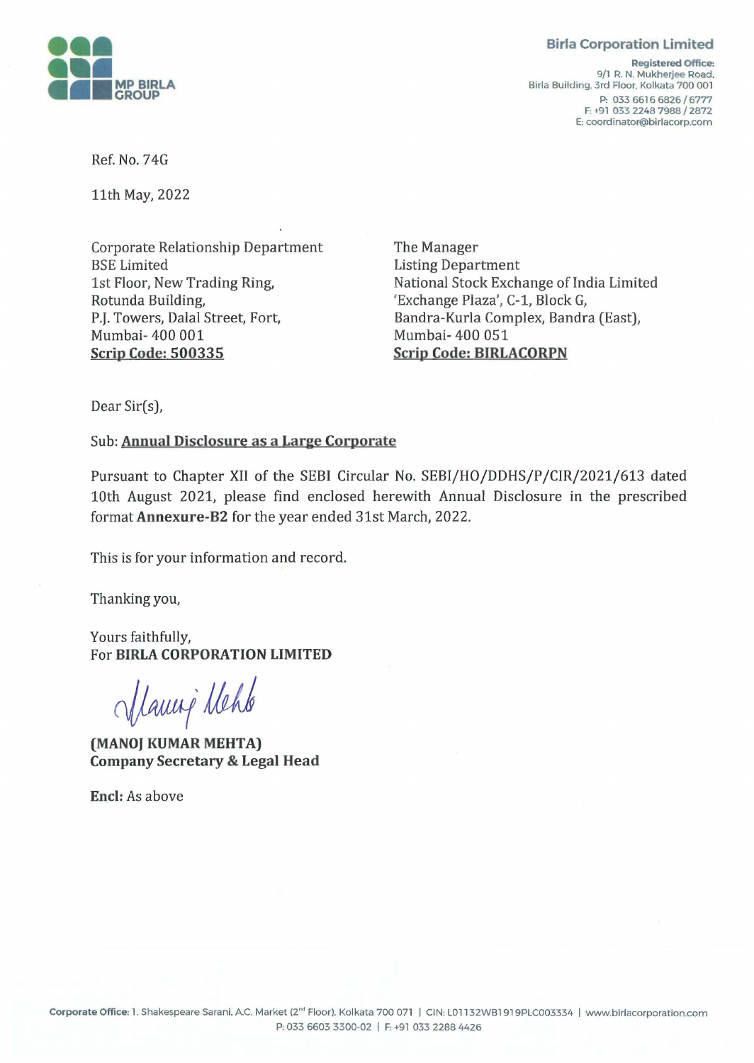MP BIRLA GROUP

**Birla Corporation Limited**

**Registered Office:**
9/1 R. N. Mukherjee Road,
Birla Building, 3rd Floor, Kolkata 700 001
P: 033 6616 6826 / 6777
F: +91 033 2248 7988 / 2872
E: coordinator@birlacorp.com

Ref. No. 74G

11th May, 2022

Corporate Relationship Department
BSE Limited
1st Floor, New Trading Ring,
Rotunda Building,
P.J. Towers, Dalal Street, Fort,
Mumbai- 400 001
**Scrip Code: 500335**

The Manager
Listing Department
National Stock Exchange of India Limited
'Exchange Plaza', C-1, Block G,
Bandra-Kurla Complex, Bandra (East),
Mumbai- 400 051
**Scrip Code: BIRLACORPN**

Dear Sir(s),

Sub: **Annual Disclosure as a Large Corporate**

Pursuant to Chapter XII of the SEBI Circular No. SEBI/HO/DDHS/P/CIR/2021/613 dated 10th August 2021, please find enclosed herewith Annual Disclosure in the prescribed format **Annexure-B2** for the year ended 31st March, 2022.

This is for your information and record.

Thanking you,

Yours faithfully,
For **BIRLA CORPORATION LIMITED**

**(MANOJ KUMAR MEHTA)**
**Company Secretary & Legal Head**

**Encl:** As above

**Corporate Office:** 1, Shakespeare Sarani, A.C. Market (2nd Floor), Kolkata 700 071 | CIN: L01132WB1919PLC003334 | www.birlacorporation.com
P: 033 6603 3300-02 | F: +91 033 2288 4426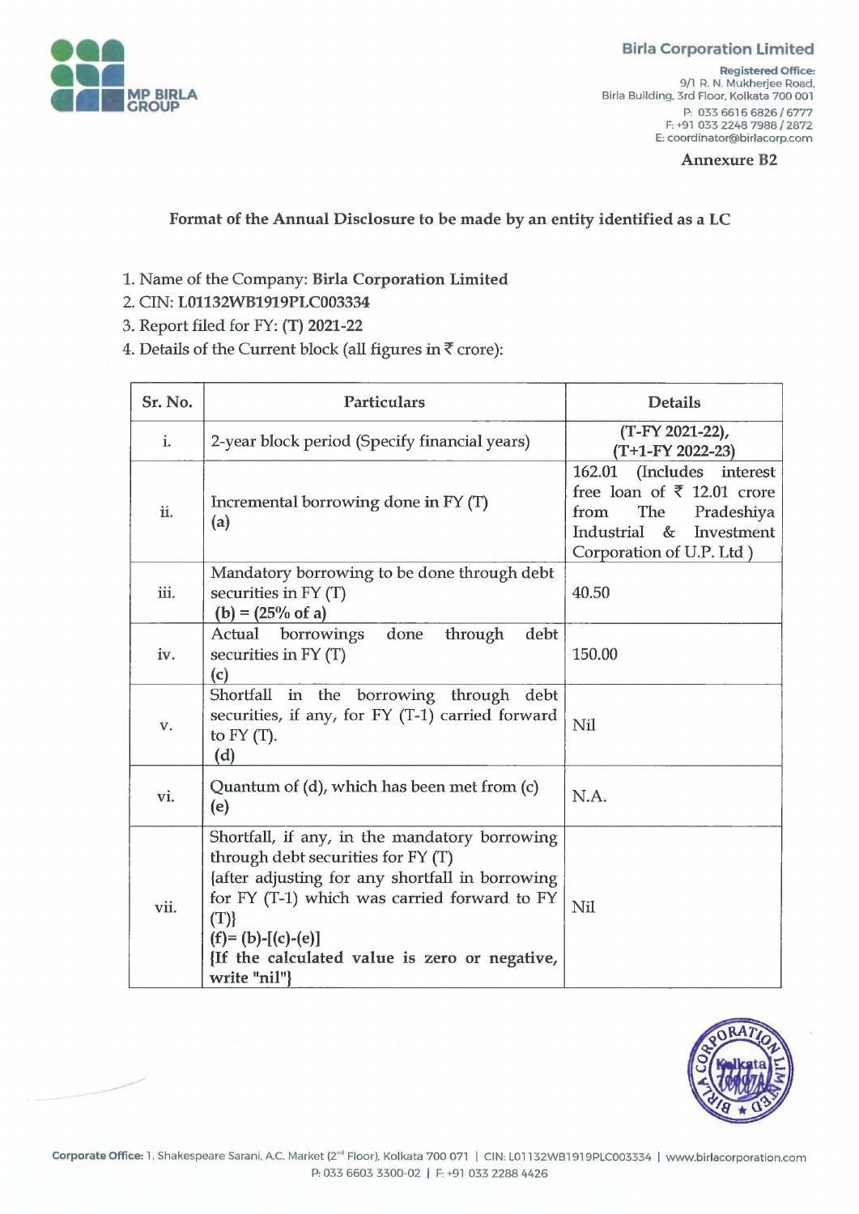Birla Corporation Limited

Registered Office:
9/1 R. N. Mukherjee Road,
Birla Building, 3rd Floor, Kolkata 700 001
P: 033 6616 6826 / 6777
F: +91 033 2248 7988 / 2872
E: coordinator@birlacorp.com

**Annexure B2**

## Format of the Annual Disclosure to be made by an entity identified as a LC

1. Name of the Company: **Birla Corporation Limited**
2. CIN: **L01132WB1919PLC003334**
3. Report filed for FY: **(T) 2021-22**
4. Details of the Current block (all figures in ₹ crore):

| Sr. No. | Particulars | Details |
|---|---|---|
| i. | 2-year block period (Specify financial years) | **(T-FY 2021-22), (T+1-FY 2022-23)** |
| ii. | Incremental borrowing done in FY (T) **(a)** | 162.01 (Includes interest free loan of ₹ 12.01 crore from The Pradeshiya Industrial & Investment Corporation of U.P. Ltd ) |
| iii. | Mandatory borrowing to be done through debt securities in FY (T) **(b) = (25% of a)** | 40.50 |
| iv. | Actual borrowings done through debt securities in FY (T) **(c)** | 150.00 |
| v. | Shortfall in the borrowing through debt securities, if any, for FY (T-1) carried forward to FY (T). **(d)** | Nil |
| vi. | Quantum of (d), which has been met from (c) **(e)** | N.A. |
| vii. | Shortfall, if any, in the mandatory borrowing through debt securities for FY (T) {after adjusting for any shortfall in borrowing for FY (T-1) which was carried forward to FY (T)} **(f)= (b)-[(c)-(e)]** **{If the calculated value is zero or negative, write "nil"}** | Nil |

Corporate Office: 1, Shakespeare Sarani, A.C. Market (2nd Floor), Kolkata 700 071 | CIN: L01132WB1919PLC003334 | www.birlacorporation.com
P: 033 6603 3300-02 | F: +91 033 2288 4426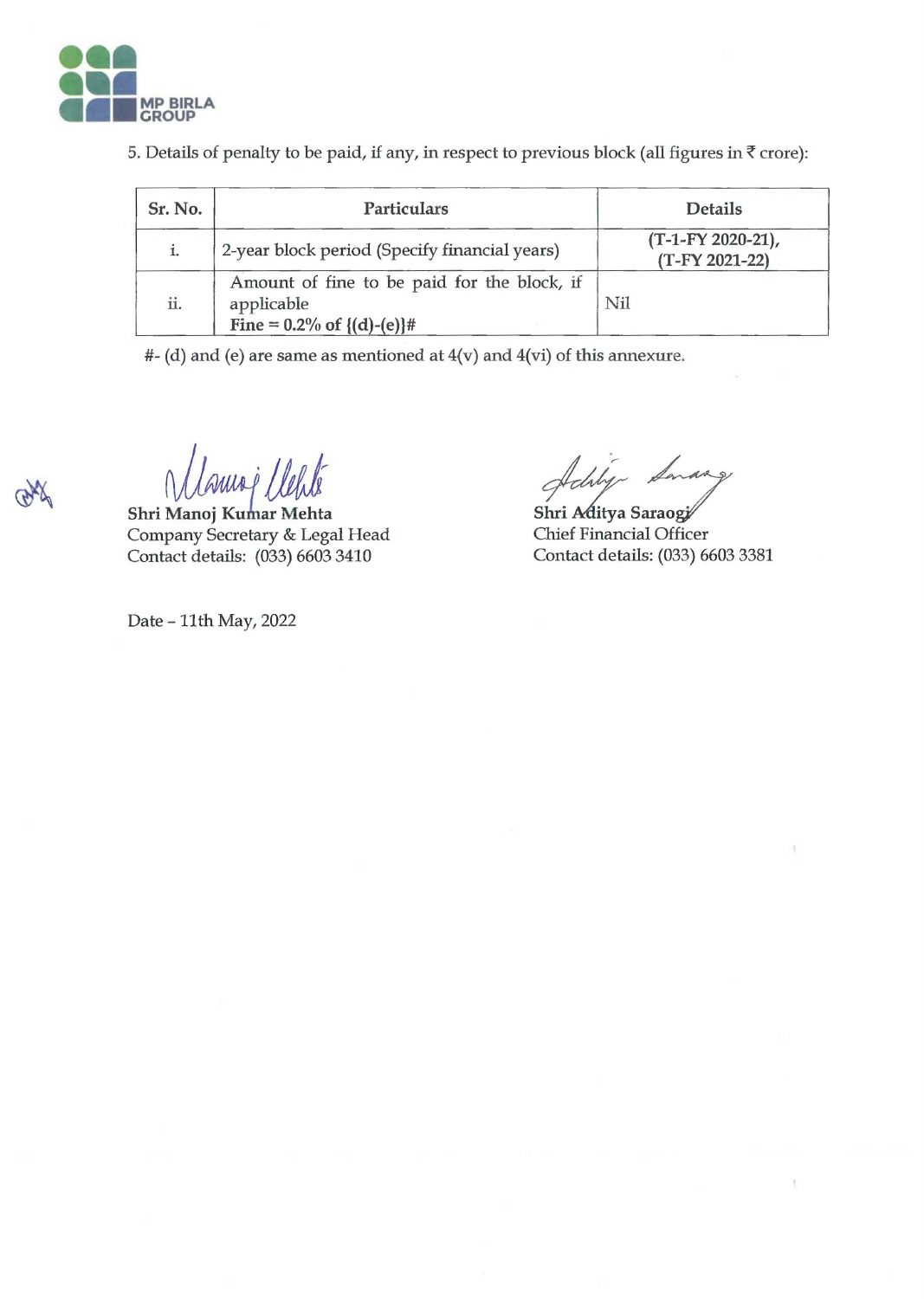5. Details of penalty to be paid, if any, in respect to previous block (all figures in ₹ crore):

| Sr. No. | Particulars | Details |
|---|---|---|
| i. | 2-year block period (Specify financial years) | **(T-1-FY 2020-21), (T-FY 2021-22)** |
| ii. | Amount of fine to be paid for the block, if applicable<br>**Fine = 0.2% of {(d)-(e)}#** | Nil |

#- (d) and (e) are same as mentioned at 4(v) and 4(vi) of this annexure.

Shri Manoj Kumar Mehta
Company Secretary & Legal Head
Contact details: (033) 6603 3410

Shri Aditya Saraogi
Chief Financial Officer
Contact details: (033) 6603 3381

Date – 11th May, 2022